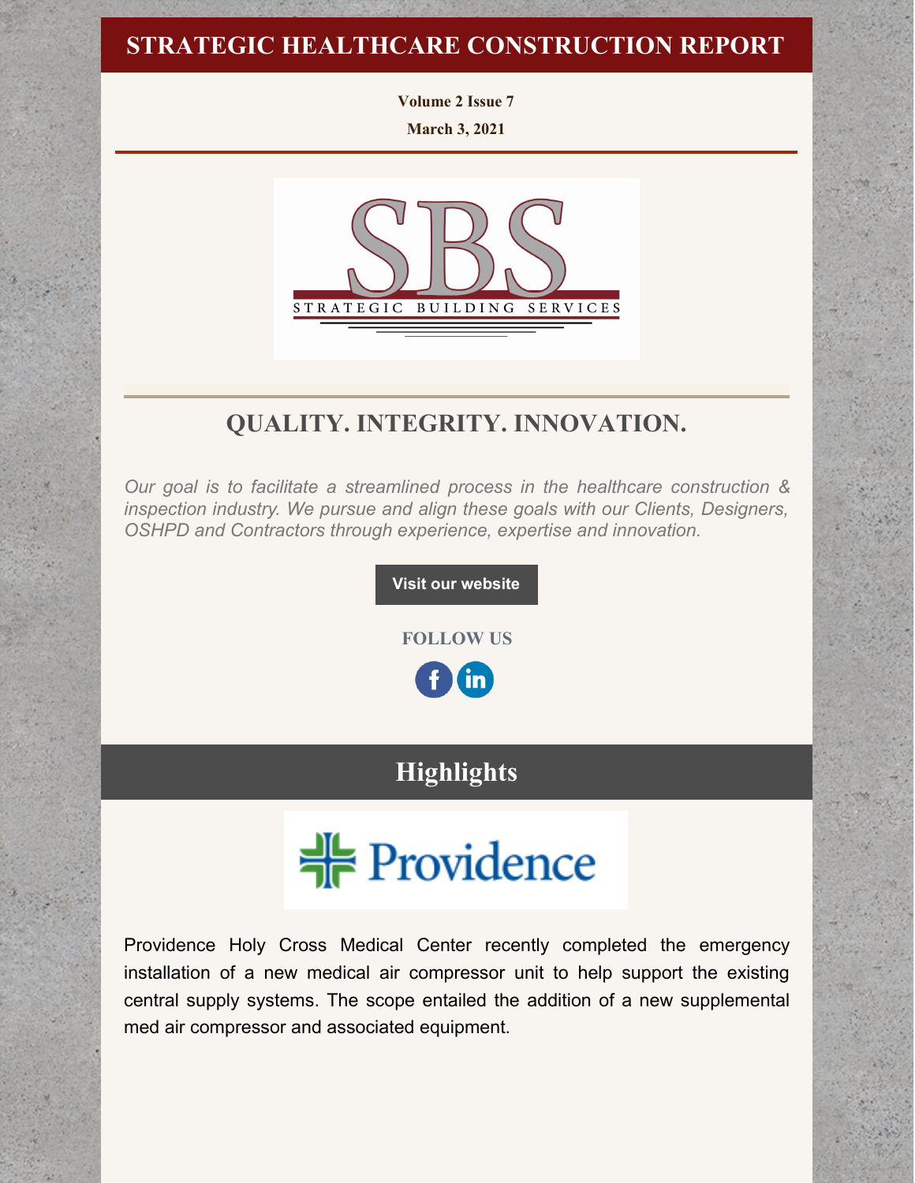# STRATEGIC HEALTHCARE CONSTRUCTION REPORT

**Volume 2 Issue 7**

**March 3, 2021**

SBS
STRATEGIC BUILDING SERVICES

## QUALITY. INTEGRITY. INNOVATION.

*Our goal is to facilitate a streamlined process in the healthcare construction & inspection industry. We pursue and align these goals with our Clients, Designers, OSHPD and Contractors through experience, expertise and innovation.*

**Visit our website**

**FOLLOW US**

## Highlights

Providence

Providence Holy Cross Medical Center recently completed the emergency installation of a new medical air compressor unit to help support the existing central supply systems. The scope entailed the addition of a new supplemental med air compressor and associated equipment.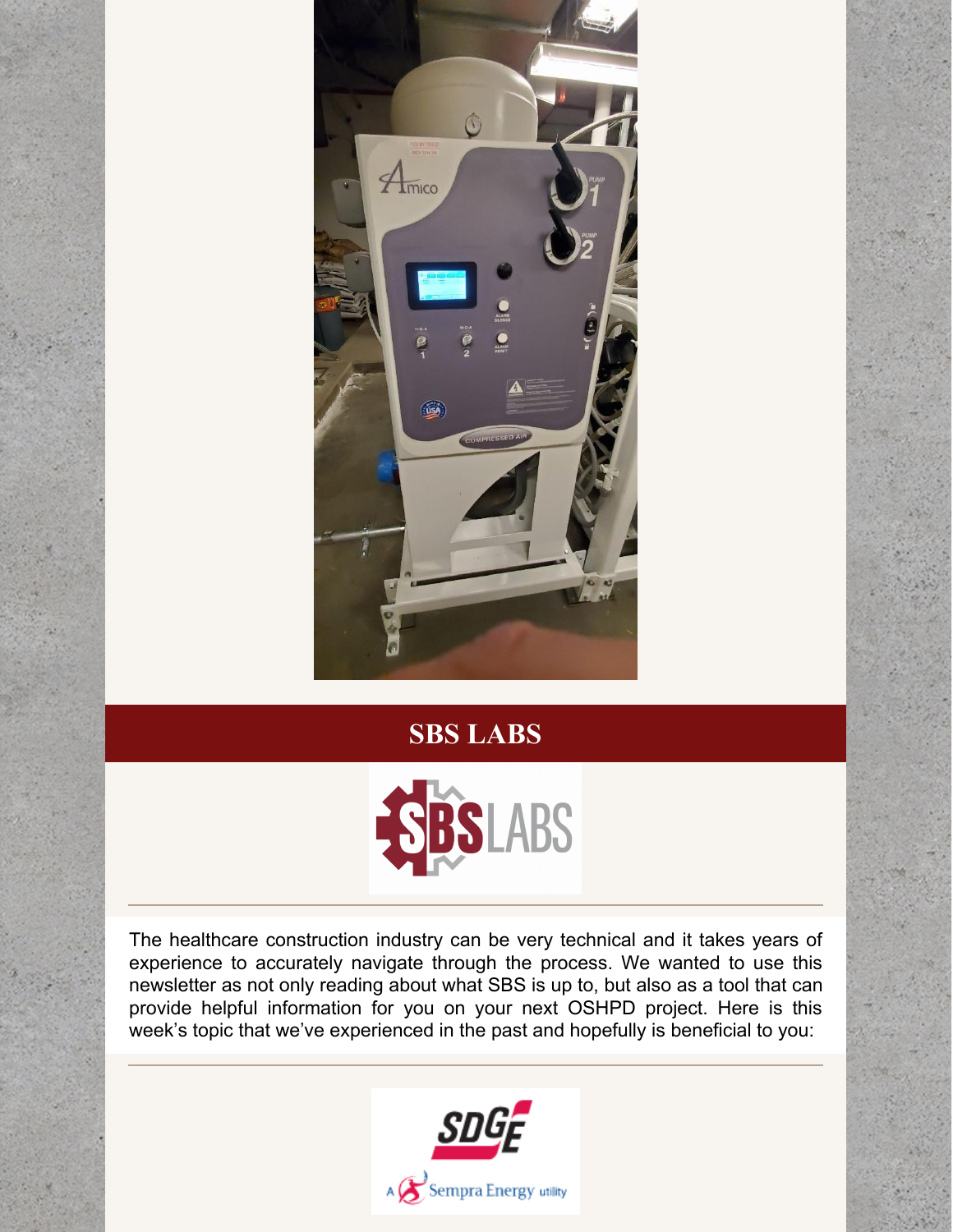## SBS LABS

The healthcare construction industry can be very technical and it takes years of experience to accurately navigate through the process. We wanted to use this newsletter as not only reading about what SBS is up to, but also as a tool that can provide helpful information for you on your next OSHPD project. Here is this week's topic that we've experienced in the past and hopefully is beneficial to you: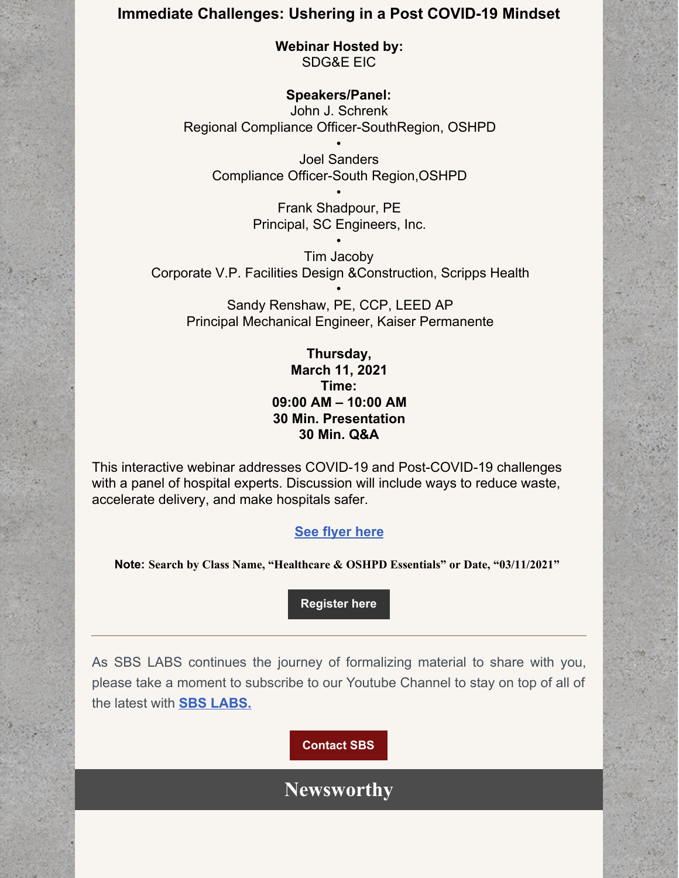## Immediate Challenges: Ushering in a Post COVID-19 Mindset

**Webinar Hosted by:**
SDG&E EIC

**Speakers/Panel:**
John J. Schrenk
Regional Compliance Officer-SouthRegion, OSHPD

•

Joel Sanders
Compliance Officer-South Region,OSHPD

•

Frank Shadpour, PE
Principal, SC Engineers, Inc.

•

Tim Jacoby
Corporate V.P. Facilities Design &Construction, Scripps Health

•

Sandy Renshaw, PE, CCP, LEED AP
Principal Mechanical Engineer, Kaiser Permanente

**Thursday,**
**March 11, 2021**
**Time:**
**09:00 AM – 10:00 AM**
**30 Min. Presentation**
**30 Min. Q&A**

This interactive webinar addresses COVID-19 and Post-COVID-19 challenges with a panel of hospital experts. Discussion will include ways to reduce waste, accelerate delivery, and make hospitals safer.

**See flyer here**

**Note: Search by Class Name, "Healthcare & OSHPD Essentials" or Date, "03/11/2021"**

**Register here**

---

As SBS LABS continues the journey of formalizing material to share with you, please take a moment to subscribe to our Youtube Channel to stay on top of all of the latest with **SBS LABS.**

**Contact SBS**

## Newsworthy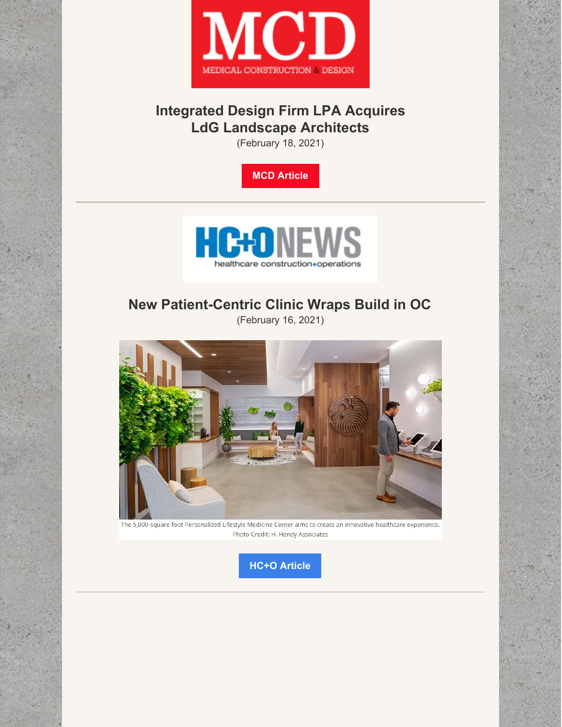MCD
MEDICAL CONSTRUCTION & DESIGN

## Integrated Design Firm LPA Acquires LdG Landscape Architects

(February 18, 2021)

**MCD Article**

---

HC+ONEWS
healthcare construction+operations

## New Patient-Centric Clinic Wraps Build in OC

(February 16, 2021)

The 5,000-square-foot Personalized Lifestyle Medicine Center aims to create an innovative healthcare experience. Photo Credit: H. Hendy Associates

**HC+O Article**

---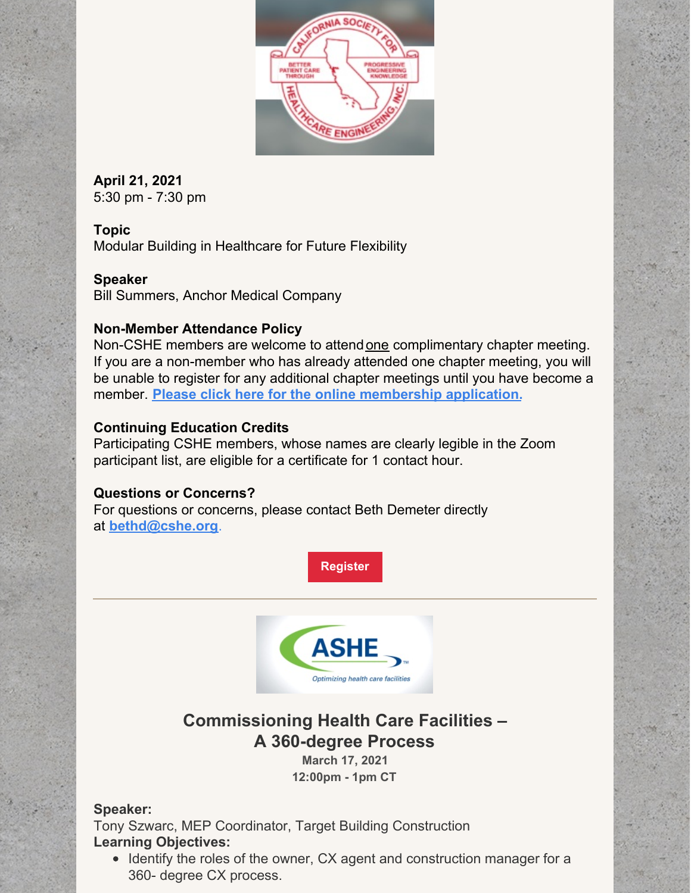**April 21, 2021**
5:30 pm - 7:30 pm

**Topic**
Modular Building in Healthcare for Future Flexibility

**Speaker**
Bill Summers, Anchor Medical Company

**Non-Member Attendance Policy**
Non-CSHE members are welcome to attend one complimentary chapter meeting. If you are a non-member who has already attended one chapter meeting, you will be unable to register for any additional chapter meetings until you have become a member. **Please click here for the online membership application.**

**Continuing Education Credits**
Participating CSHE members, whose names are clearly legible in the Zoom participant list, are eligible for a certificate for 1 contact hour.

**Questions or Concerns?**
For questions or concerns, please contact Beth Demeter directly at **bethd@cshe.org**.

**Register**

---

## Commissioning Health Care Facilities – A 360-degree Process

**March 17, 2021**
**12:00pm - 1pm CT**

**Speaker:**
Tony Szwarc, MEP Coordinator, Target Building Construction
**Learning Objectives:**

- Identify the roles of the owner, CX agent and construction manager for a 360- degree CX process.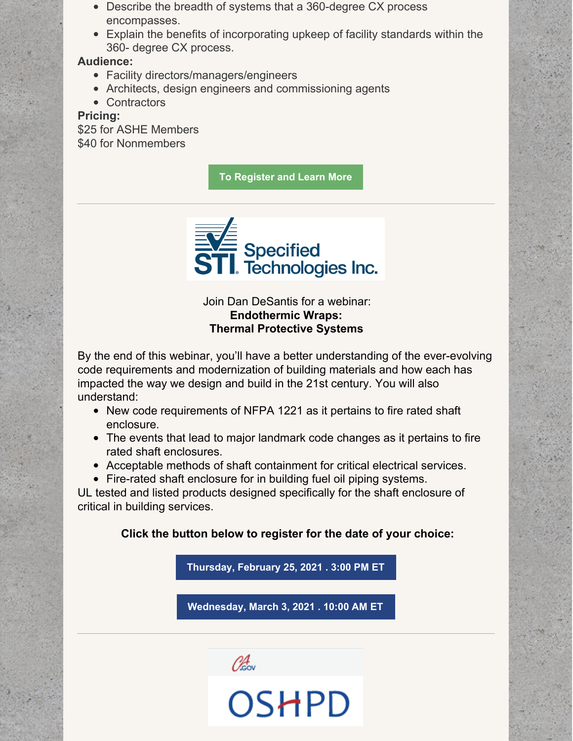- Describe the breadth of systems that a 360-degree CX process encompasses.
- Explain the benefits of incorporating upkeep of facility standards within the 360- degree CX process.

**Audience:**

- Facility directors/managers/engineers
- Architects, design engineers and commissioning agents
- Contractors

**Pricing:**

$25 for ASHE Members
$40 for Nonmembers

**To Register and Learn More**

---

STI Specified Technologies Inc.

Join Dan DeSantis for a webinar:
**Endothermic Wraps:**
**Thermal Protective Systems**

By the end of this webinar, you'll have a better understanding of the ever-evolving code requirements and modernization of building materials and how each has impacted the way we design and build in the 21st century. You will also understand:

- New code requirements of NFPA 1221 as it pertains to fire rated shaft enclosure.
- The events that lead to major landmark code changes as it pertains to fire rated shaft enclosures.
- Acceptable methods of shaft containment for critical electrical services.
- Fire-rated shaft enclosure for in building fuel oil piping systems.

UL tested and listed products designed specifically for the shaft enclosure of critical in building services.

**Click the button below to register for the date of your choice:**

**Thursday, February 25, 2021 . 3:00 PM ET**

**Wednesday, March 3, 2021 . 10:00 AM ET**

---

CA.GOV

OSHPD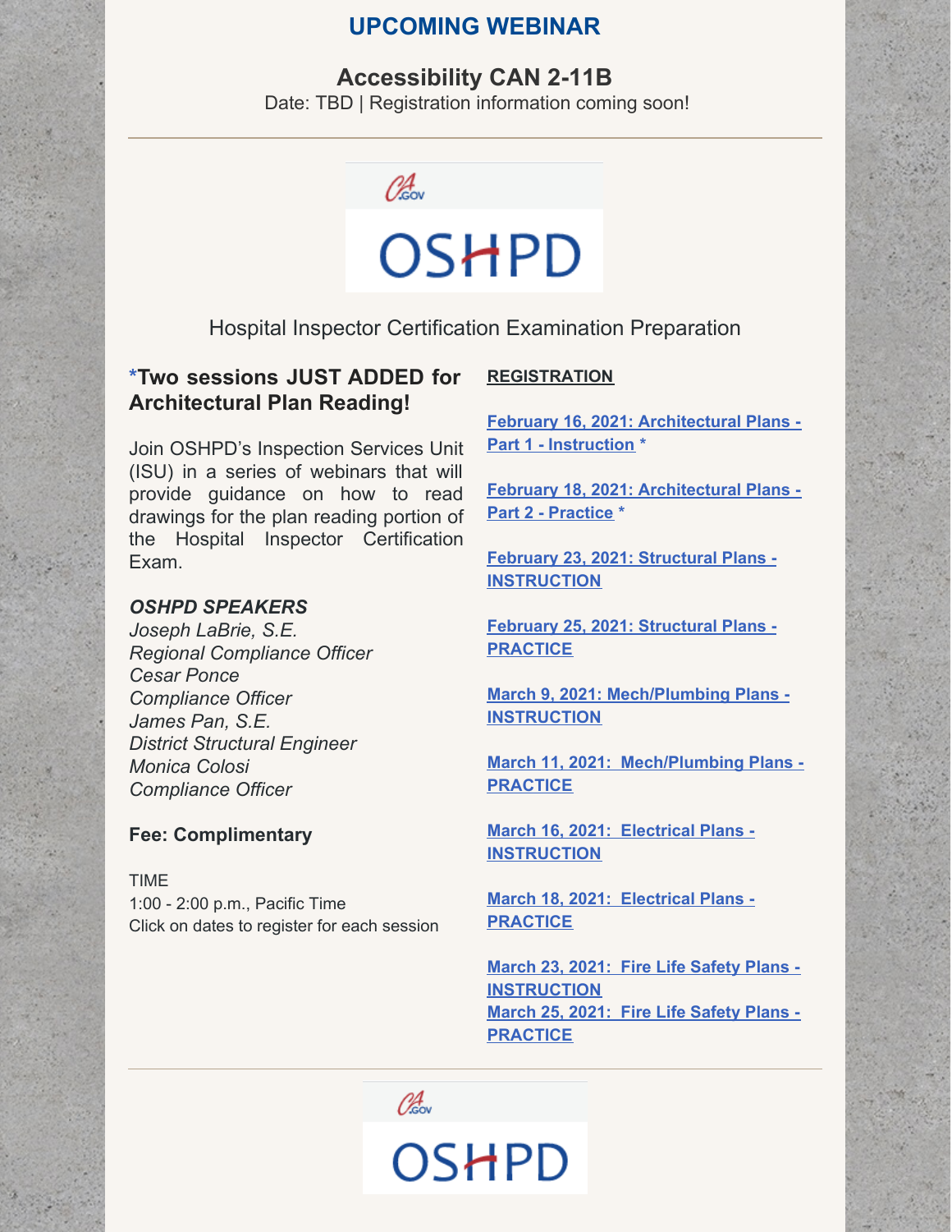## UPCOMING WEBINAR

### Accessibility CAN 2-11B

Date: TBD | Registration information coming soon!

---

OSHPD

Hospital Inspector Certification Examination Preparation

### *Two sessions JUST ADDED for Architectural Plan Reading!

Join OSHPD's Inspection Services Unit (ISU) in a series of webinars that will provide guidance on how to read drawings for the plan reading portion of the Hospital Inspector Certification Exam.

***OSHPD SPEAKERS***

*Joseph LaBrie, S.E.*
*Regional Compliance Officer*
*Cesar Ponce*
*Compliance Officer*
*James Pan, S.E.*
*District Structural Engineer*
*Monica Colosi*
*Compliance Officer*

**Fee: Complimentary**

TIME
1:00 - 2:00 p.m., Pacific Time
Click on dates to register for each session

**REGISTRATION**

**February 16, 2021: Architectural Plans - Part 1 - Instruction ***

**February 18, 2021: Architectural Plans - Part 2 - Practice ***

**February 23, 2021: Structural Plans - INSTRUCTION**

**February 25, 2021: Structural Plans - PRACTICE**

**March 9, 2021: Mech/Plumbing Plans - INSTRUCTION**

**March 11, 2021: Mech/Plumbing Plans - PRACTICE**

**March 16, 2021: Electrical Plans - INSTRUCTION**

**March 18, 2021: Electrical Plans - PRACTICE**

**March 23, 2021: Fire Life Safety Plans - INSTRUCTION**
**March 25, 2021: Fire Life Safety Plans - PRACTICE**

---

OSHPD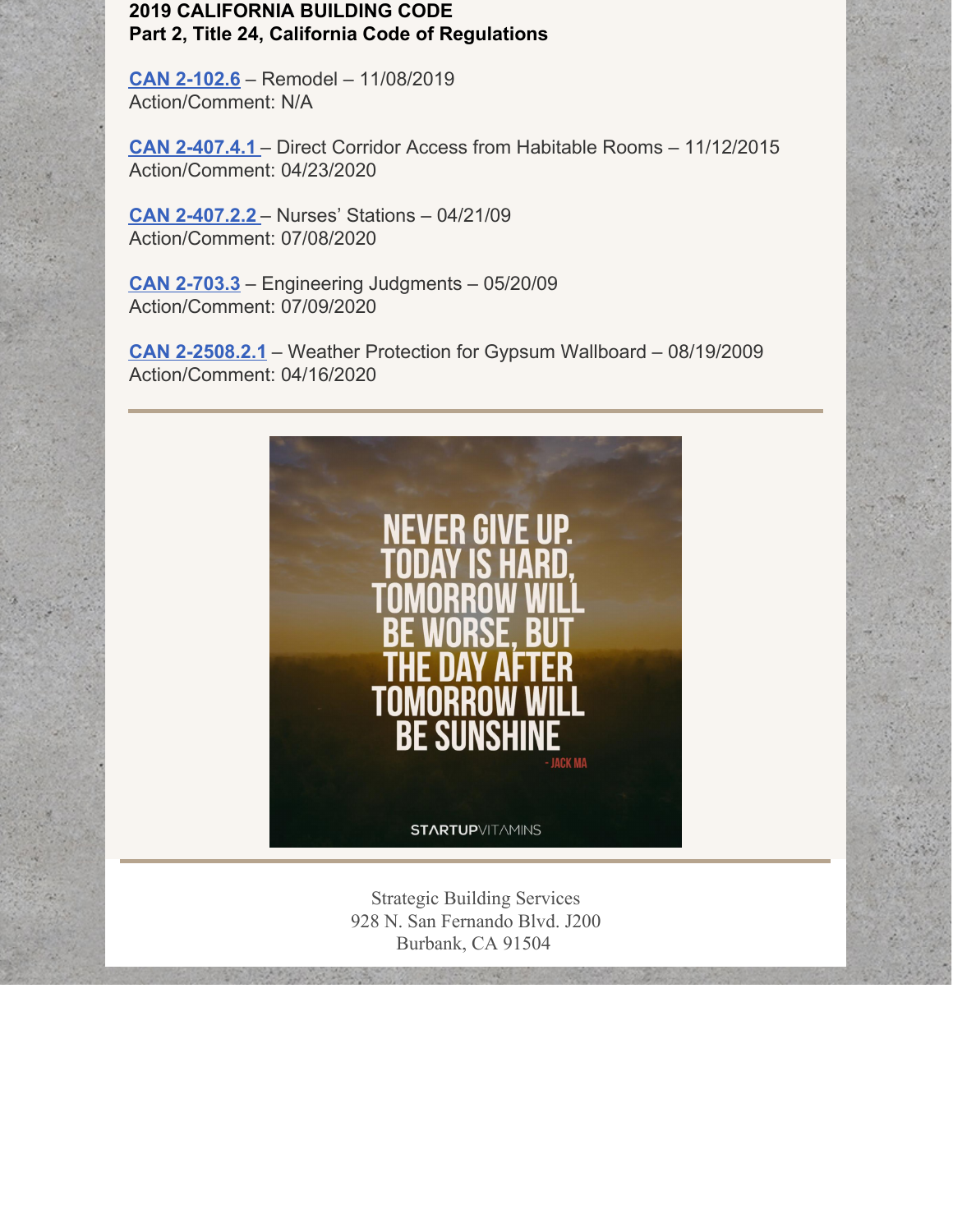**2019 CALIFORNIA BUILDING CODE**
**Part 2, Title 24, California Code of Regulations**

**CAN 2-102.6** – Remodel – 11/08/2019
Action/Comment: N/A

**CAN 2-407.4.1** – Direct Corridor Access from Habitable Rooms – 11/12/2015
Action/Comment: 04/23/2020

**CAN 2-407.2.2** – Nurses' Stations – 04/21/09
Action/Comment: 07/08/2020

**CAN 2-703.3** – Engineering Judgments – 05/20/09
Action/Comment: 07/09/2020

**CAN 2-2508.2.1** – Weather Protection for Gypsum Wallboard – 08/19/2009
Action/Comment: 04/16/2020

---

NEVER GIVE UP. TODAY IS HARD, TOMORROW WILL BE WORSE, BUT THE DAY AFTER TOMORROW WILL BE SUNSHINE

- JACK MA

STARTUPVITAMINS

---

Strategic Building Services
928 N. San Fernando Blvd. J200
Burbank, CA 91504